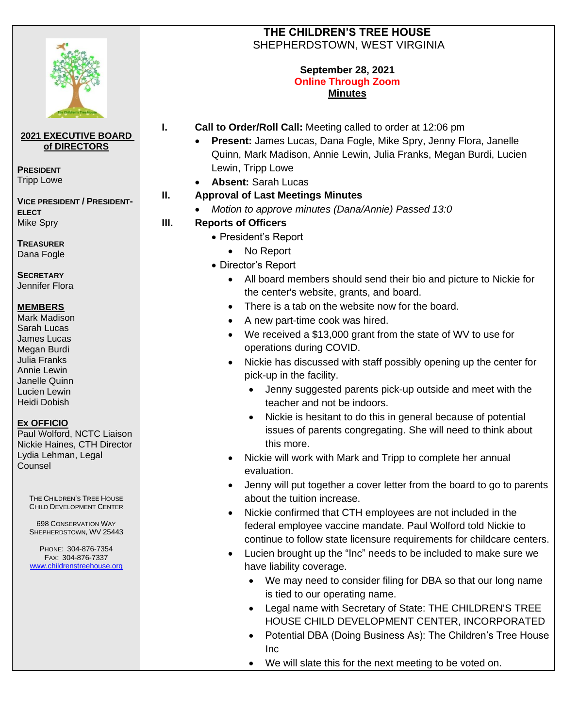# THE CHILDREN'S TREE HOUSE

SHEPHERDSTOWN, WEST VIRGINIA

**September 28, 2021**

**Online Through Zoom**

**Minutes**

**2021 EXECUTIVE BOARD of DIRECTORS**

**PRESIDENT**
Tripp Lowe

**VICE PRESIDENT / PRESIDENT-ELECT**
Mike Spry

**TREASURER**
Dana Fogle

**SECRETARY**
Jennifer Flora

**MEMBERS**
Mark Madison
Sarah Lucas
James Lucas
Megan Burdi
Julia Franks
Annie Lewin
Janelle Quinn
Lucien Lewin
Heidi Dobish

**Ex OFFICIO**
Paul Wolford, NCTC Liaison
Nickie Haines, CTH Director
Lydia Lehman, Legal Counsel

THE CHILDREN'S TREE HOUSE CHILD DEVELOPMENT CENTER

698 CONSERVATION WAY
SHEPHERDSTOWN, WV 25443

PHONE: 304-876-7354
FAX: 304-876-7337
www.childrenstreehouse.org

I. **Call to Order/Roll Call:** Meeting called to order at 12:06 pm
   - **Present:** James Lucas, Dana Fogle, Mike Spry, Jenny Flora, Janelle Quinn, Mark Madison, Annie Lewin, Julia Franks, Megan Burdi, Lucien Lewin, Tripp Lowe
   - **Absent:** Sarah Lucas

II. **Approval of Last Meetings Minutes**
   - *Motion to approve minutes (Dana/Annie) Passed 13:0*

III. **Reports of Officers**
   - President's Report
     - No Report
   - Director's Report
     - All board members should send their bio and picture to Nickie for the center's website, grants, and board.
     - There is a tab on the website now for the board.
     - A new part-time cook was hired.
     - We received a $13,000 grant from the state of WV to use for operations during COVID.
     - Nickie has discussed with staff possibly opening up the center for pick-up in the facility.
       - Jenny suggested parents pick-up outside and meet with the teacher and not be indoors.
       - Nickie is hesitant to do this in general because of potential issues of parents congregating. She will need to think about this more.
     - Nickie will work with Mark and Tripp to complete her annual evaluation.
     - Jenny will put together a cover letter from the board to go to parents about the tuition increase.
     - Nickie confirmed that CTH employees are not included in the federal employee vaccine mandate. Paul Wolford told Nickie to continue to follow state licensure requirements for childcare centers.
     - Lucien brought up the "Inc" needs to be included to make sure we have liability coverage.
       - We may need to consider filing for DBA so that our long name is tied to our operating name.
       - Legal name with Secretary of State: THE CHILDREN'S TREE HOUSE CHILD DEVELOPMENT CENTER, INCORPORATED
       - Potential DBA (Doing Business As): The Children's Tree House Inc
       - We will slate this for the next meeting to be voted on.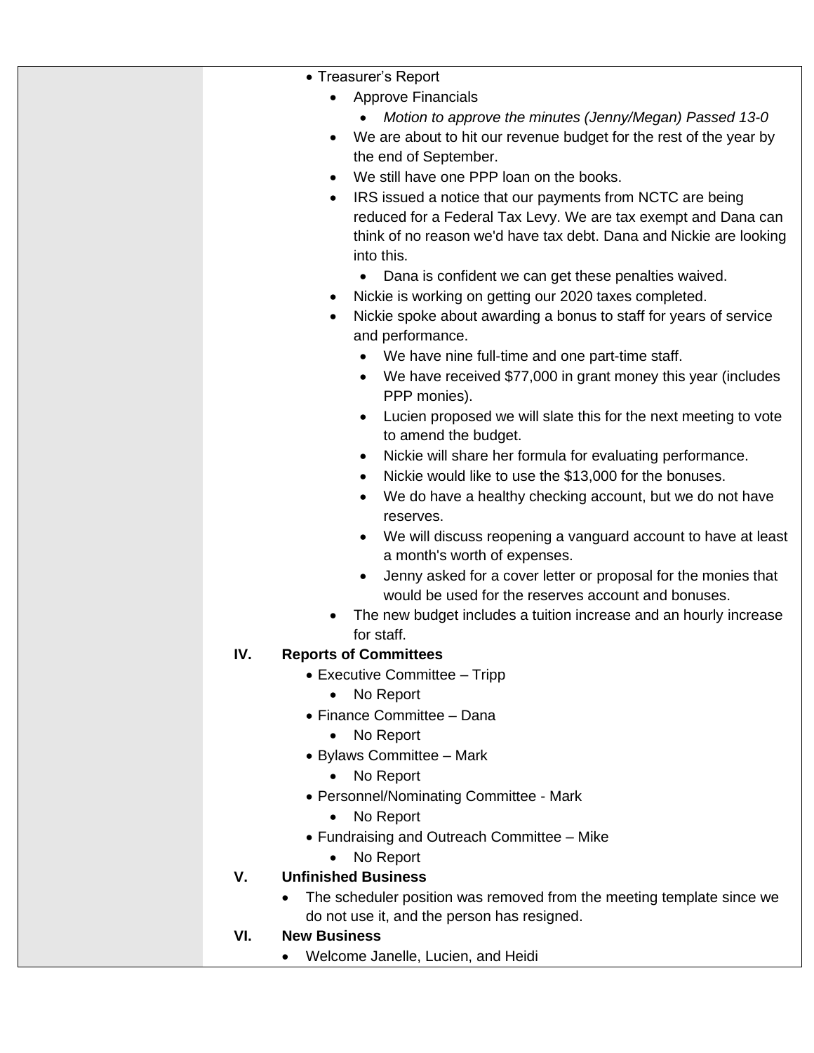- Treasurer's Report
  - Approve Financials
    - *Motion to approve the minutes (Jenny/Megan) Passed 13-0*
  - We are about to hit our revenue budget for the rest of the year by the end of September.
  - We still have one PPP loan on the books.
  - IRS issued a notice that our payments from NCTC are being reduced for a Federal Tax Levy. We are tax exempt and Dana can think of no reason we'd have tax debt. Dana and Nickie are looking into this.
    - Dana is confident we can get these penalties waived.
  - Nickie is working on getting our 2020 taxes completed.
  - Nickie spoke about awarding a bonus to staff for years of service and performance.
    - We have nine full-time and one part-time staff.
    - We have received $77,000 in grant money this year (includes PPP monies).
    - Lucien proposed we will slate this for the next meeting to vote to amend the budget.
    - Nickie will share her formula for evaluating performance.
    - Nickie would like to use the $13,000 for the bonuses.
    - We do have a healthy checking account, but we do not have reserves.
    - We will discuss reopening a vanguard account to have at least a month's worth of expenses.
    - Jenny asked for a cover letter or proposal for the monies that would be used for the reserves account and bonuses.
  - The new budget includes a tuition increase and an hourly increase for staff.

**IV. Reports of Committees**

- Executive Committee – Tripp
  - No Report
- Finance Committee – Dana
  - No Report
- Bylaws Committee – Mark
  - No Report
- Personnel/Nominating Committee - Mark
  - No Report
- Fundraising and Outreach Committee – Mike
  - No Report

**V. Unfinished Business**

- The scheduler position was removed from the meeting template since we do not use it, and the person has resigned.

**VI. New Business**

- Welcome Janelle, Lucien, and Heidi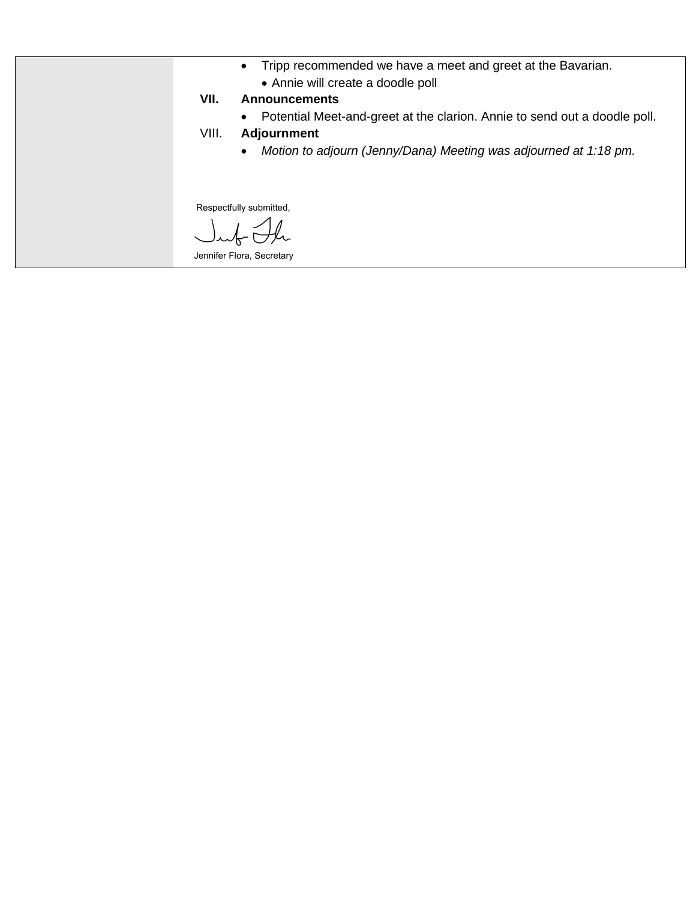- Tripp recommended we have a meet and greet at the Bavarian.
  - Annie will create a doodle poll

**VII. Announcements**

- Potential Meet-and-greet at the clarion. Annie to send out a doodle poll.

VIII. **Adjournment**

- *Motion to adjourn (Jenny/Dana) Meeting was adjourned at 1:18 pm.*

Respectfully submitted,

Jennifer Flora, Secretary